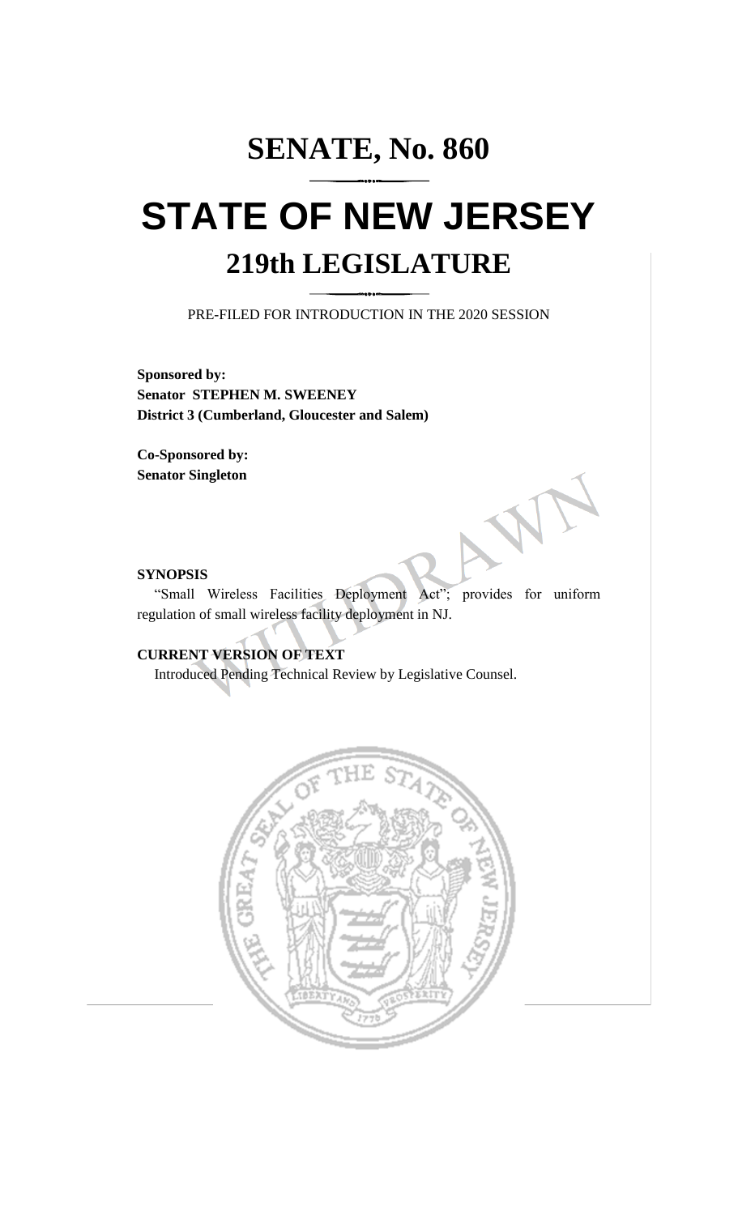# SENATE, No. 860

# STATE OF NEW JERSEY

## 219th LEGISLATURE

PRE-FILED FOR INTRODUCTION IN THE 2020 SESSION

**Sponsored by:**
**Senator STEPHEN M. SWEENEY**
**District 3 (Cumberland, Gloucester and Salem)**

**Co-Sponsored by:**
**Senator Singleton**

**SYNOPSIS**

"Small Wireless Facilities Deployment Act"; provides for uniform regulation of small wireless facility deployment in NJ.

**CURRENT VERSION OF TEXT**

Introduced Pending Technical Review by Legislative Counsel.

WITHDRAWN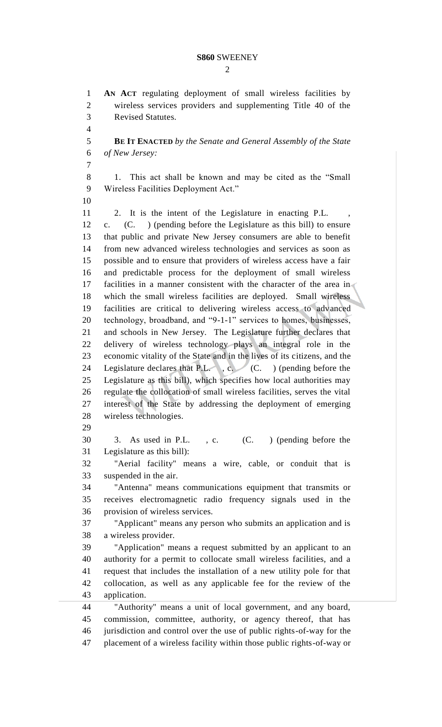**AN ACT** regulating deployment of small wireless facilities by wireless services providers and supplementing Title 40 of the Revised Statutes.

**BE IT ENACTED** *by the Senate and General Assembly of the State of New Jersey:*

1. This act shall be known and may be cited as the "Small Wireless Facilities Deployment Act."

2. It is the intent of the Legislature in enacting P.L. , c. (C. ) (pending before the Legislature as this bill) to ensure that public and private New Jersey consumers are able to benefit from new advanced wireless technologies and services as soon as possible and to ensure that providers of wireless access have a fair and predictable process for the deployment of small wireless facilities in a manner consistent with the character of the area in which the small wireless facilities are deployed. Small wireless facilities are critical to delivering wireless access to advanced technology, broadband, and "9-1-1" services to homes, businesses, and schools in New Jersey. The Legislature further declares that delivery of wireless technology plays an integral role in the economic vitality of the State and in the lives of its citizens, and the Legislature declares that P.L. , c. (C. ) (pending before the Legislature as this bill), which specifies how local authorities may regulate the collocation of small wireless facilities, serves the vital interest of the State by addressing the deployment of emerging wireless technologies.

3. As used in P.L. , c. (C. ) (pending before the Legislature as this bill):

"Aerial facility" means a wire, cable, or conduit that is suspended in the air.

"Antenna" means communications equipment that transmits or receives electromagnetic radio frequency signals used in the provision of wireless services.

"Applicant" means any person who submits an application and is a wireless provider.

"Application" means a request submitted by an applicant to an authority for a permit to collocate small wireless facilities, and a request that includes the installation of a new utility pole for that collocation, as well as any applicable fee for the review of the application.

"Authority" means a unit of local government, and any board, commission, committee, authority, or agency thereof, that has jurisdiction and control over the use of public rights-of-way for the placement of a wireless facility within those public rights-of-way or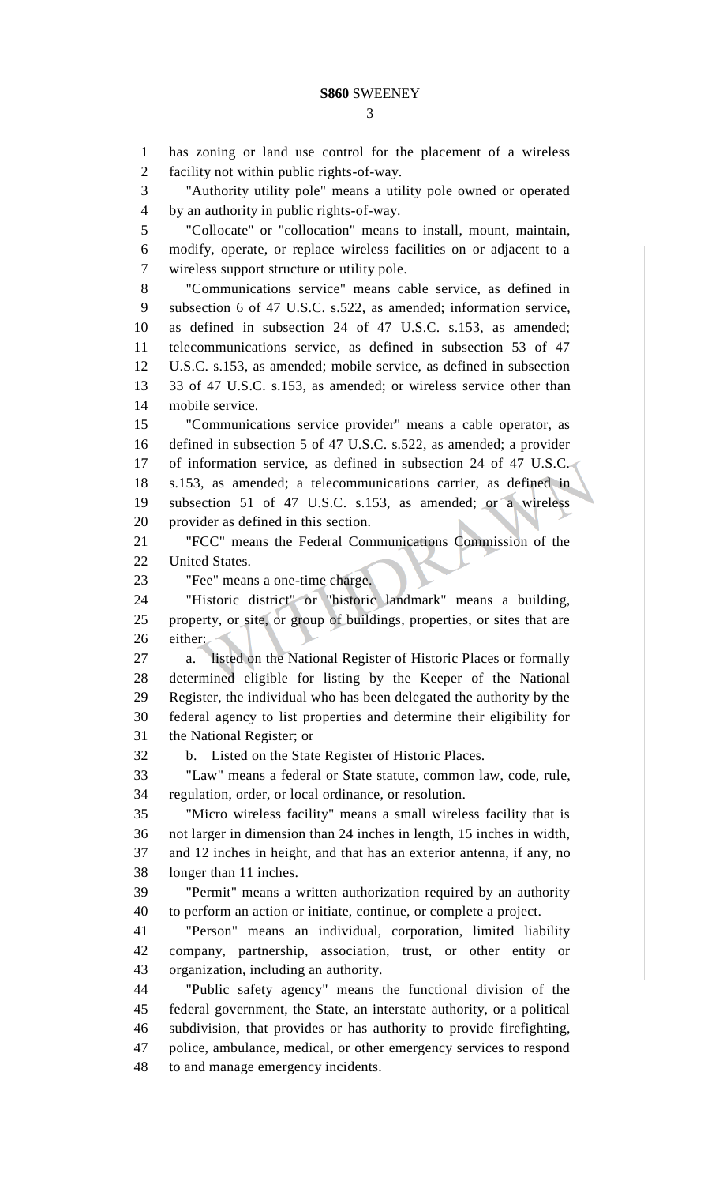has zoning or land use control for the placement of a wireless facility not within public rights-of-way.

"Authority utility pole" means a utility pole owned or operated by an authority in public rights-of-way.

"Collocate" or "collocation" means to install, mount, maintain, modify, operate, or replace wireless facilities on or adjacent to a wireless support structure or utility pole.

"Communications service" means cable service, as defined in subsection 6 of 47 U.S.C. s.522, as amended; information service, as defined in subsection 24 of 47 U.S.C. s.153, as amended; telecommunications service, as defined in subsection 53 of 47 U.S.C. s.153, as amended; mobile service, as defined in subsection 33 of 47 U.S.C. s.153, as amended; or wireless service other than mobile service.

"Communications service provider" means a cable operator, as defined in subsection 5 of 47 U.S.C. s.522, as amended; a provider of information service, as defined in subsection 24 of 47 U.S.C. s.153, as amended; a telecommunications carrier, as defined in subsection 51 of 47 U.S.C. s.153, as amended; or a wireless provider as defined in this section.

"FCC" means the Federal Communications Commission of the United States.

"Fee" means a one-time charge.

"Historic district" or "historic landmark" means a building, property, or site, or group of buildings, properties, or sites that are either:

a. listed on the National Register of Historic Places or formally determined eligible for listing by the Keeper of the National Register, the individual who has been delegated the authority by the federal agency to list properties and determine their eligibility for the National Register; or

b. Listed on the State Register of Historic Places.

"Law" means a federal or State statute, common law, code, rule, regulation, order, or local ordinance, or resolution.

"Micro wireless facility" means a small wireless facility that is not larger in dimension than 24 inches in length, 15 inches in width, and 12 inches in height, and that has an exterior antenna, if any, no longer than 11 inches.

"Permit" means a written authorization required by an authority to perform an action or initiate, continue, or complete a project.

"Person" means an individual, corporation, limited liability company, partnership, association, trust, or other entity or organization, including an authority.

"Public safety agency" means the functional division of the federal government, the State, an interstate authority, or a political subdivision, that provides or has authority to provide firefighting, police, ambulance, medical, or other emergency services to respond to and manage emergency incidents.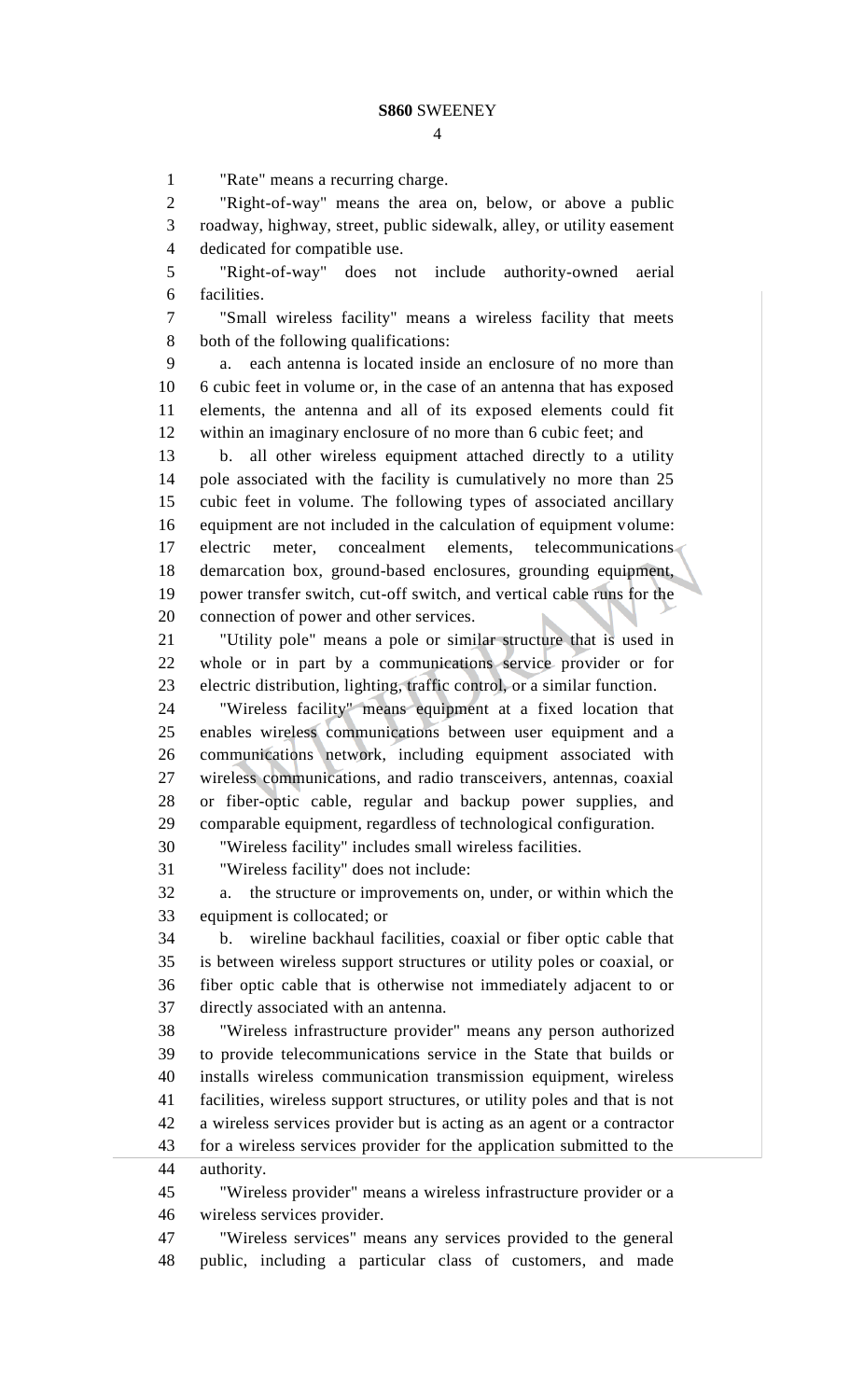"Rate" means a recurring charge.

"Right-of-way" means the area on, below, or above a public roadway, highway, street, public sidewalk, alley, or utility easement dedicated for compatible use.

"Right-of-way" does not include authority-owned aerial facilities.

"Small wireless facility" means a wireless facility that meets both of the following qualifications:

a. each antenna is located inside an enclosure of no more than 6 cubic feet in volume or, in the case of an antenna that has exposed elements, the antenna and all of its exposed elements could fit within an imaginary enclosure of no more than 6 cubic feet; and

b. all other wireless equipment attached directly to a utility pole associated with the facility is cumulatively no more than 25 cubic feet in volume. The following types of associated ancillary equipment are not included in the calculation of equipment volume: electric meter, concealment elements, telecommunications demarcation box, ground-based enclosures, grounding equipment, power transfer switch, cut-off switch, and vertical cable runs for the connection of power and other services.

"Utility pole" means a pole or similar structure that is used in whole or in part by a communications service provider or for electric distribution, lighting, traffic control, or a similar function.

"Wireless facility" means equipment at a fixed location that enables wireless communications between user equipment and a communications network, including equipment associated with wireless communications, and radio transceivers, antennas, coaxial or fiber-optic cable, regular and backup power supplies, and comparable equipment, regardless of technological configuration.

"Wireless facility" includes small wireless facilities.

"Wireless facility" does not include:

a. the structure or improvements on, under, or within which the equipment is collocated; or

b. wireline backhaul facilities, coaxial or fiber optic cable that is between wireless support structures or utility poles or coaxial, or fiber optic cable that is otherwise not immediately adjacent to or directly associated with an antenna.

"Wireless infrastructure provider" means any person authorized to provide telecommunications service in the State that builds or installs wireless communication transmission equipment, wireless facilities, wireless support structures, or utility poles and that is not a wireless services provider but is acting as an agent or a contractor for a wireless services provider for the application submitted to the authority.

"Wireless provider" means a wireless infrastructure provider or a wireless services provider.

"Wireless services" means any services provided to the general public, including a particular class of customers, and made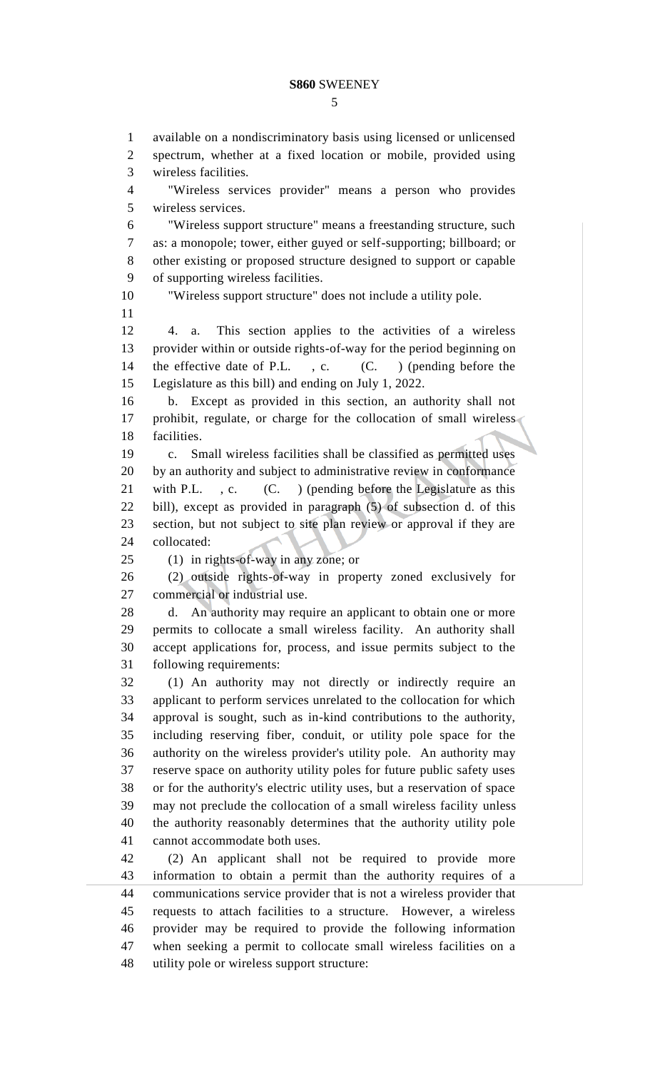available on a nondiscriminatory basis using licensed or unlicensed spectrum, whether at a fixed location or mobile, provided using wireless facilities.

"Wireless services provider" means a person who provides wireless services.

"Wireless support structure" means a freestanding structure, such as: a monopole; tower, either guyed or self-supporting; billboard; or other existing or proposed structure designed to support or capable of supporting wireless facilities.

"Wireless support structure" does not include a utility pole.

4. a. This section applies to the activities of a wireless provider within or outside rights-of-way for the period beginning on the effective date of P.L. , c. (C. ) (pending before the Legislature as this bill) and ending on July 1, 2022.

b. Except as provided in this section, an authority shall not prohibit, regulate, or charge for the collocation of small wireless facilities.

c. Small wireless facilities shall be classified as permitted uses by an authority and subject to administrative review in conformance with P.L. , c. (C. ) (pending before the Legislature as this bill), except as provided in paragraph (5) of subsection d. of this section, but not subject to site plan review or approval if they are collocated:

(1) in rights-of-way in any zone; or

(2) outside rights-of-way in property zoned exclusively for commercial or industrial use.

d. An authority may require an applicant to obtain one or more permits to collocate a small wireless facility. An authority shall accept applications for, process, and issue permits subject to the following requirements:

(1) An authority may not directly or indirectly require an applicant to perform services unrelated to the collocation for which approval is sought, such as in-kind contributions to the authority, including reserving fiber, conduit, or utility pole space for the authority on the wireless provider's utility pole. An authority may reserve space on authority utility poles for future public safety uses or for the authority's electric utility uses, but a reservation of space may not preclude the collocation of a small wireless facility unless the authority reasonably determines that the authority utility pole cannot accommodate both uses.

(2) An applicant shall not be required to provide more information to obtain a permit than the authority requires of a communications service provider that is not a wireless provider that requests to attach facilities to a structure. However, a wireless provider may be required to provide the following information when seeking a permit to collocate small wireless facilities on a utility pole or wireless support structure: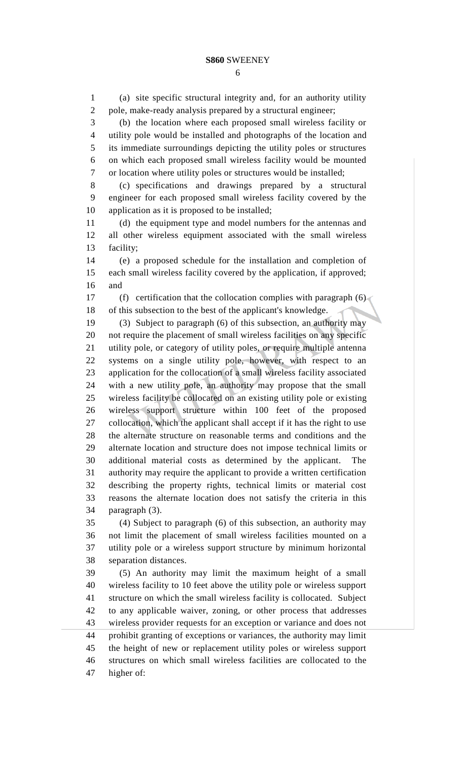(a) site specific structural integrity and, for an authority utility pole, make-ready analysis prepared by a structural engineer;

(b) the location where each proposed small wireless facility or utility pole would be installed and photographs of the location and its immediate surroundings depicting the utility poles or structures on which each proposed small wireless facility would be mounted or location where utility poles or structures would be installed;

(c) specifications and drawings prepared by a structural engineer for each proposed small wireless facility covered by the application as it is proposed to be installed;

(d) the equipment type and model numbers for the antennas and all other wireless equipment associated with the small wireless facility;

(e) a proposed schedule for the installation and completion of each small wireless facility covered by the application, if approved; and

(f) certification that the collocation complies with paragraph (6) of this subsection to the best of the applicant's knowledge.

(3) Subject to paragraph (6) of this subsection, an authority may not require the placement of small wireless facilities on any specific utility pole, or category of utility poles, or require multiple antenna systems on a single utility pole, however, with respect to an application for the collocation of a small wireless facility associated with a new utility pole, an authority may propose that the small wireless facility be collocated on an existing utility pole or existing wireless support structure within 100 feet of the proposed collocation, which the applicant shall accept if it has the right to use the alternate structure on reasonable terms and conditions and the alternate location and structure does not impose technical limits or additional material costs as determined by the applicant. The authority may require the applicant to provide a written certification describing the property rights, technical limits or material cost reasons the alternate location does not satisfy the criteria in this paragraph (3).

(4) Subject to paragraph (6) of this subsection, an authority may not limit the placement of small wireless facilities mounted on a utility pole or a wireless support structure by minimum horizontal separation distances.

(5) An authority may limit the maximum height of a small wireless facility to 10 feet above the utility pole or wireless support structure on which the small wireless facility is collocated. Subject to any applicable waiver, zoning, or other process that addresses wireless provider requests for an exception or variance and does not prohibit granting of exceptions or variances, the authority may limit the height of new or replacement utility poles or wireless support structures on which small wireless facilities are collocated to the higher of: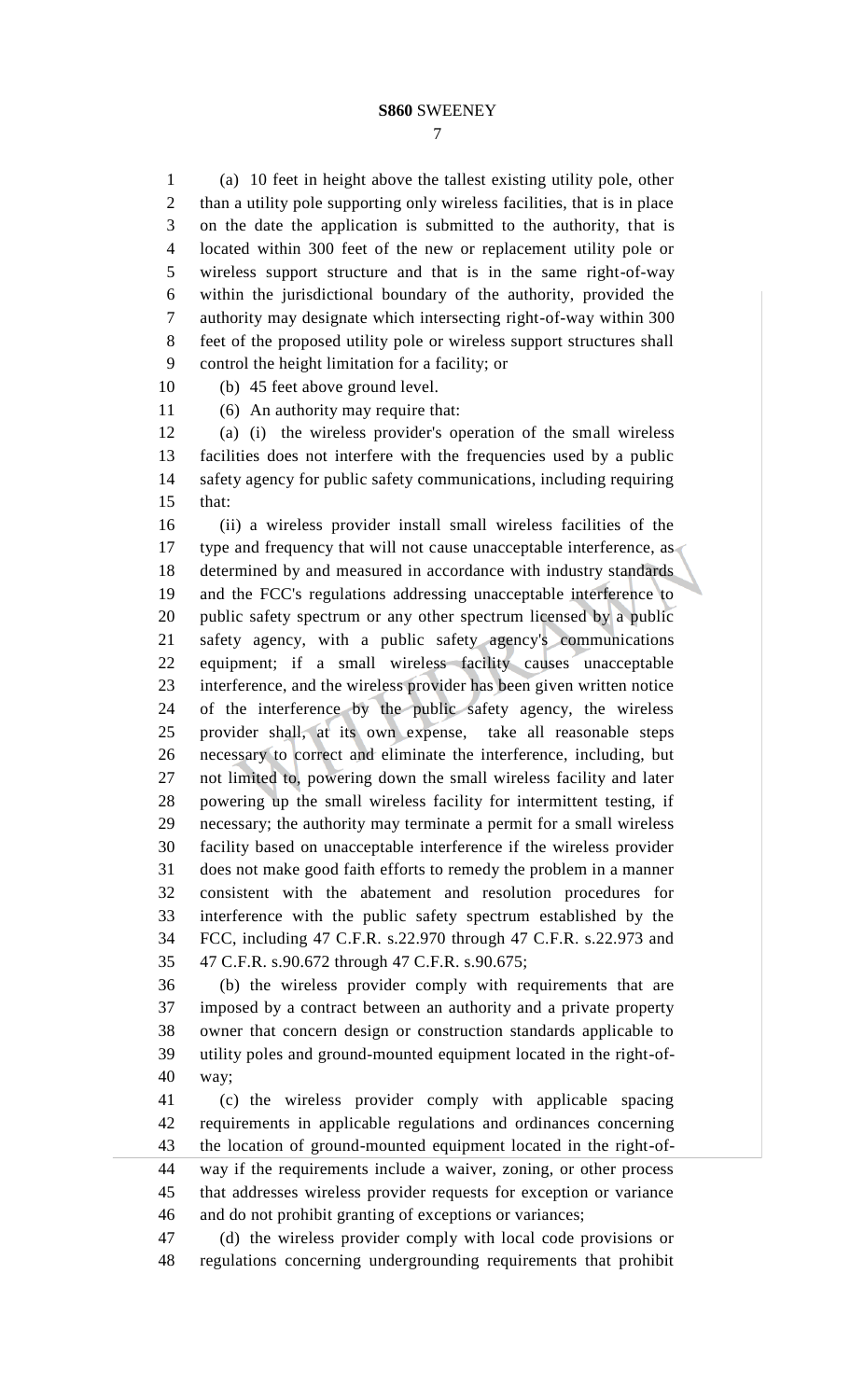(a) 10 feet in height above the tallest existing utility pole, other than a utility pole supporting only wireless facilities, that is in place on the date the application is submitted to the authority, that is located within 300 feet of the new or replacement utility pole or wireless support structure and that is in the same right-of-way within the jurisdictional boundary of the authority, provided the authority may designate which intersecting right-of-way within 300 feet of the proposed utility pole or wireless support structures shall control the height limitation for a facility; or

(b) 45 feet above ground level.

(6) An authority may require that:

(a) (i) the wireless provider's operation of the small wireless facilities does not interfere with the frequencies used by a public safety agency for public safety communications, including requiring that:

(ii) a wireless provider install small wireless facilities of the type and frequency that will not cause unacceptable interference, as determined by and measured in accordance with industry standards and the FCC's regulations addressing unacceptable interference to public safety spectrum or any other spectrum licensed by a public safety agency, with a public safety agency's communications equipment; if a small wireless facility causes unacceptable interference, and the wireless provider has been given written notice of the interference by the public safety agency, the wireless provider shall, at its own expense, take all reasonable steps necessary to correct and eliminate the interference, including, but not limited to, powering down the small wireless facility and later powering up the small wireless facility for intermittent testing, if necessary; the authority may terminate a permit for a small wireless facility based on unacceptable interference if the wireless provider does not make good faith efforts to remedy the problem in a manner consistent with the abatement and resolution procedures for interference with the public safety spectrum established by the FCC, including 47 C.F.R. s.22.970 through 47 C.F.R. s.22.973 and 47 C.F.R. s.90.672 through 47 C.F.R. s.90.675;

(b) the wireless provider comply with requirements that are imposed by a contract between an authority and a private property owner that concern design or construction standards applicable to utility poles and ground-mounted equipment located in the right-of-way;

(c) the wireless provider comply with applicable spacing requirements in applicable regulations and ordinances concerning the location of ground-mounted equipment located in the right-of-way if the requirements include a waiver, zoning, or other process that addresses wireless provider requests for exception or variance and do not prohibit granting of exceptions or variances;

(d) the wireless provider comply with local code provisions or regulations concerning undergrounding requirements that prohibit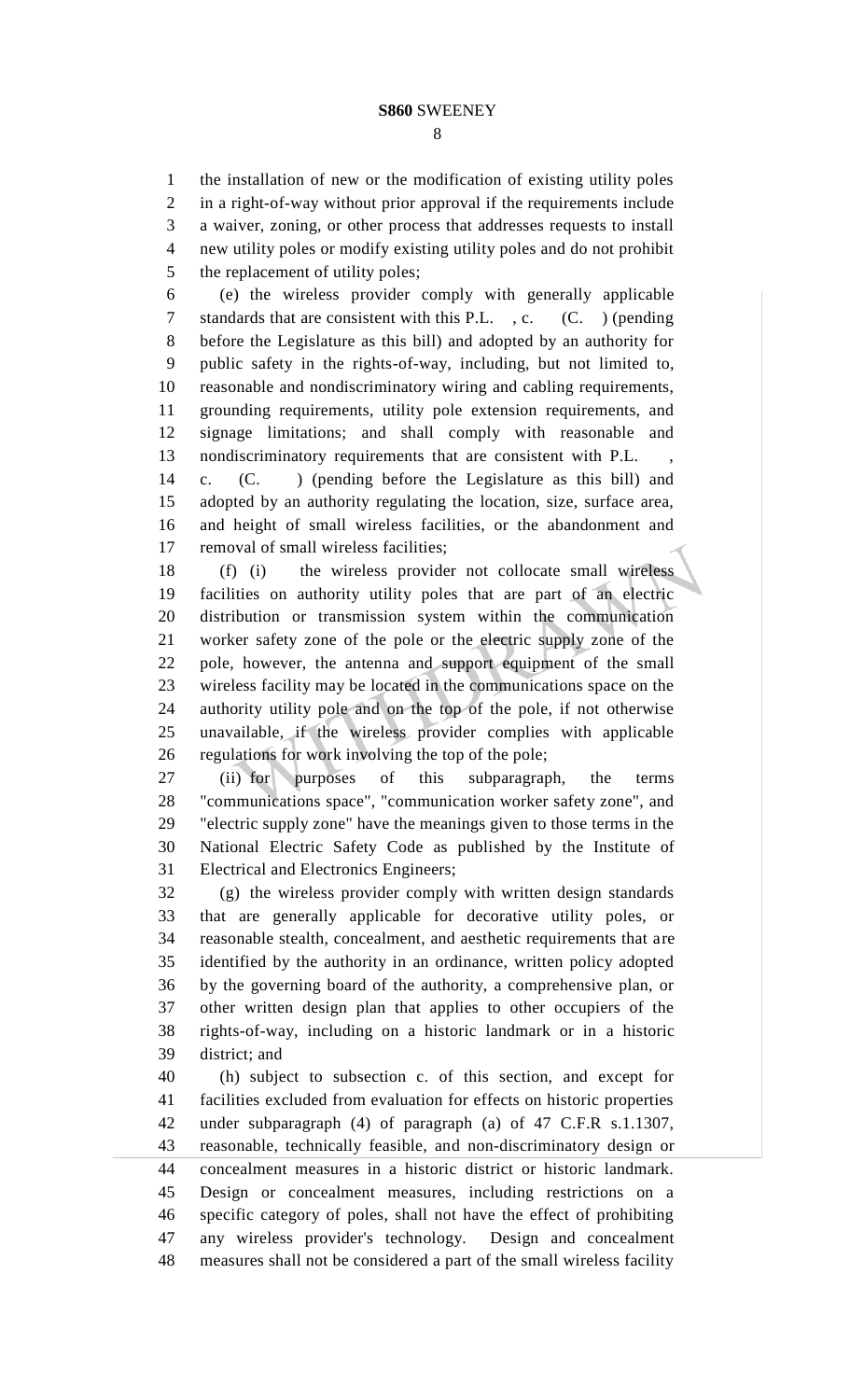the installation of new or the modification of existing utility poles in a right-of-way without prior approval if the requirements include a waiver, zoning, or other process that addresses requests to install new utility poles or modify existing utility poles and do not prohibit the replacement of utility poles;

(e) the wireless provider comply with generally applicable standards that are consistent with this P.L. , c. (C. ) (pending before the Legislature as this bill) and adopted by an authority for public safety in the rights-of-way, including, but not limited to, reasonable and nondiscriminatory wiring and cabling requirements, grounding requirements, utility pole extension requirements, and signage limitations; and shall comply with reasonable and nondiscriminatory requirements that are consistent with P.L. , c. (C. ) (pending before the Legislature as this bill) and adopted by an authority regulating the location, size, surface area, and height of small wireless facilities, or the abandonment and removal of small wireless facilities;

(f) (i) the wireless provider not collocate small wireless facilities on authority utility poles that are part of an electric distribution or transmission system within the communication worker safety zone of the pole or the electric supply zone of the pole, however, the antenna and support equipment of the small wireless facility may be located in the communications space on the authority utility pole and on the top of the pole, if not otherwise unavailable, if the wireless provider complies with applicable regulations for work involving the top of the pole;

(ii) for purposes of this subparagraph, the terms "communications space", "communication worker safety zone", and "electric supply zone" have the meanings given to those terms in the National Electric Safety Code as published by the Institute of Electrical and Electronics Engineers;

(g) the wireless provider comply with written design standards that are generally applicable for decorative utility poles, or reasonable stealth, concealment, and aesthetic requirements that are identified by the authority in an ordinance, written policy adopted by the governing board of the authority, a comprehensive plan, or other written design plan that applies to other occupiers of the rights-of-way, including on a historic landmark or in a historic district; and

(h) subject to subsection c. of this section, and except for facilities excluded from evaluation for effects on historic properties under subparagraph (4) of paragraph (a) of 47 C.F.R s.1.1307, reasonable, technically feasible, and non-discriminatory design or concealment measures in a historic district or historic landmark. Design or concealment measures, including restrictions on a specific category of poles, shall not have the effect of prohibiting any wireless provider's technology. Design and concealment measures shall not be considered a part of the small wireless facility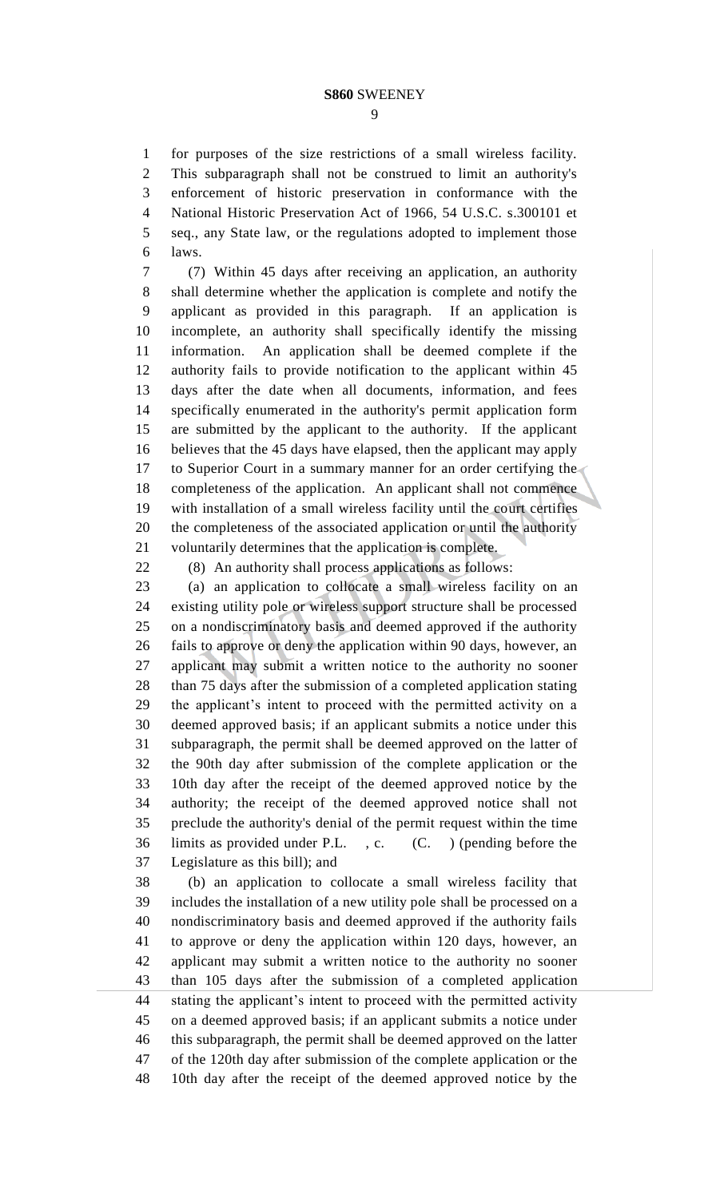for purposes of the size restrictions of a small wireless facility. This subparagraph shall not be construed to limit an authority's enforcement of historic preservation in conformance with the National Historic Preservation Act of 1966, 54 U.S.C. s.300101 et seq., any State law, or the regulations adopted to implement those laws.

(7) Within 45 days after receiving an application, an authority shall determine whether the application is complete and notify the applicant as provided in this paragraph. If an application is incomplete, an authority shall specifically identify the missing information. An application shall be deemed complete if the authority fails to provide notification to the applicant within 45 days after the date when all documents, information, and fees specifically enumerated in the authority's permit application form are submitted by the applicant to the authority. If the applicant believes that the 45 days have elapsed, then the applicant may apply to Superior Court in a summary manner for an order certifying the completeness of the application. An applicant shall not commence with installation of a small wireless facility until the court certifies the completeness of the associated application or until the authority voluntarily determines that the application is complete.

(8) An authority shall process applications as follows:

(a) an application to collocate a small wireless facility on an existing utility pole or wireless support structure shall be processed on a nondiscriminatory basis and deemed approved if the authority fails to approve or deny the application within 90 days, however, an applicant may submit a written notice to the authority no sooner than 75 days after the submission of a completed application stating the applicant's intent to proceed with the permitted activity on a deemed approved basis; if an applicant submits a notice under this subparagraph, the permit shall be deemed approved on the latter of the 90th day after submission of the complete application or the 10th day after the receipt of the deemed approved notice by the authority; the receipt of the deemed approved notice shall not preclude the authority's denial of the permit request within the time limits as provided under P.L. , c. (C. ) (pending before the Legislature as this bill); and

(b) an application to collocate a small wireless facility that includes the installation of a new utility pole shall be processed on a nondiscriminatory basis and deemed approved if the authority fails to approve or deny the application within 120 days, however, an applicant may submit a written notice to the authority no sooner than 105 days after the submission of a completed application stating the applicant's intent to proceed with the permitted activity on a deemed approved basis; if an applicant submits a notice under this subparagraph, the permit shall be deemed approved on the latter of the 120th day after submission of the complete application or the 10th day after the receipt of the deemed approved notice by the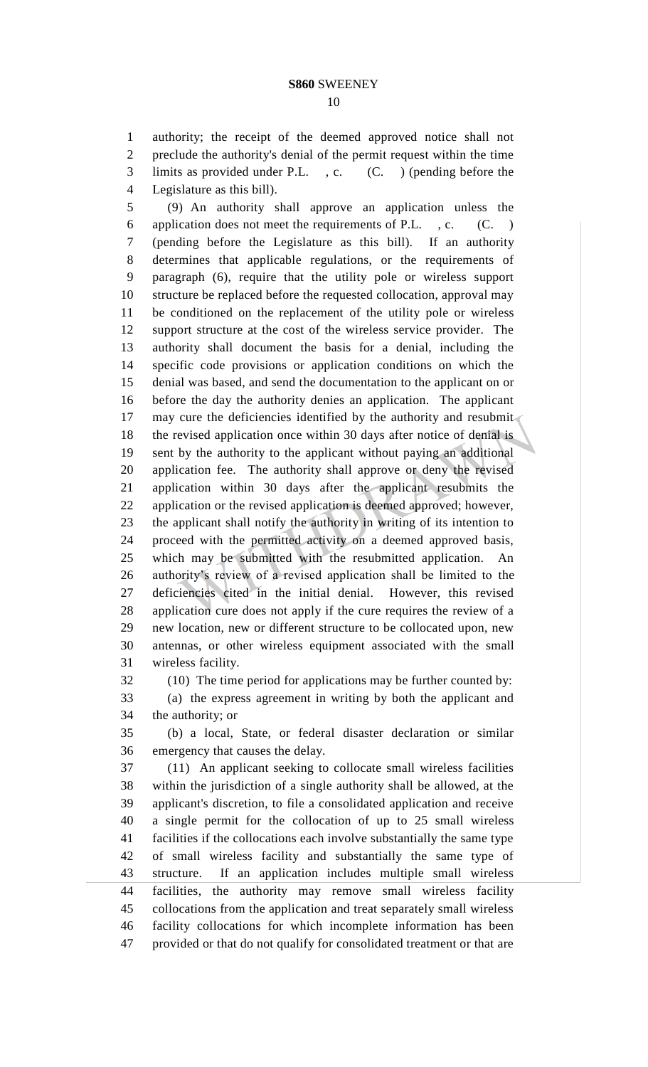authority; the receipt of the deemed approved notice shall not preclude the authority's denial of the permit request within the time limits as provided under P.L. , c. (C. ) (pending before the Legislature as this bill).

(9) An authority shall approve an application unless the application does not meet the requirements of P.L. , c. (C. ) (pending before the Legislature as this bill). If an authority determines that applicable regulations, or the requirements of paragraph (6), require that the utility pole or wireless support structure be replaced before the requested collocation, approval may be conditioned on the replacement of the utility pole or wireless support structure at the cost of the wireless service provider. The authority shall document the basis for a denial, including the specific code provisions or application conditions on which the denial was based, and send the documentation to the applicant on or before the day the authority denies an application. The applicant may cure the deficiencies identified by the authority and resubmit the revised application once within 30 days after notice of denial is sent by the authority to the applicant without paying an additional application fee. The authority shall approve or deny the revised application within 30 days after the applicant resubmits the application or the revised application is deemed approved; however, the applicant shall notify the authority in writing of its intention to proceed with the permitted activity on a deemed approved basis, which may be submitted with the resubmitted application. An authority's review of a revised application shall be limited to the deficiencies cited in the initial denial. However, this revised application cure does not apply if the cure requires the review of a new location, new or different structure to be collocated upon, new antennas, or other wireless equipment associated with the small wireless facility.

(10) The time period for applications may be further counted by:

(a) the express agreement in writing by both the applicant and the authority; or

(b) a local, State, or federal disaster declaration or similar emergency that causes the delay.

(11) An applicant seeking to collocate small wireless facilities within the jurisdiction of a single authority shall be allowed, at the applicant's discretion, to file a consolidated application and receive a single permit for the collocation of up to 25 small wireless facilities if the collocations each involve substantially the same type of small wireless facility and substantially the same type of structure. If an application includes multiple small wireless facilities, the authority may remove small wireless facility collocations from the application and treat separately small wireless facility collocations for which incomplete information has been provided or that do not qualify for consolidated treatment or that are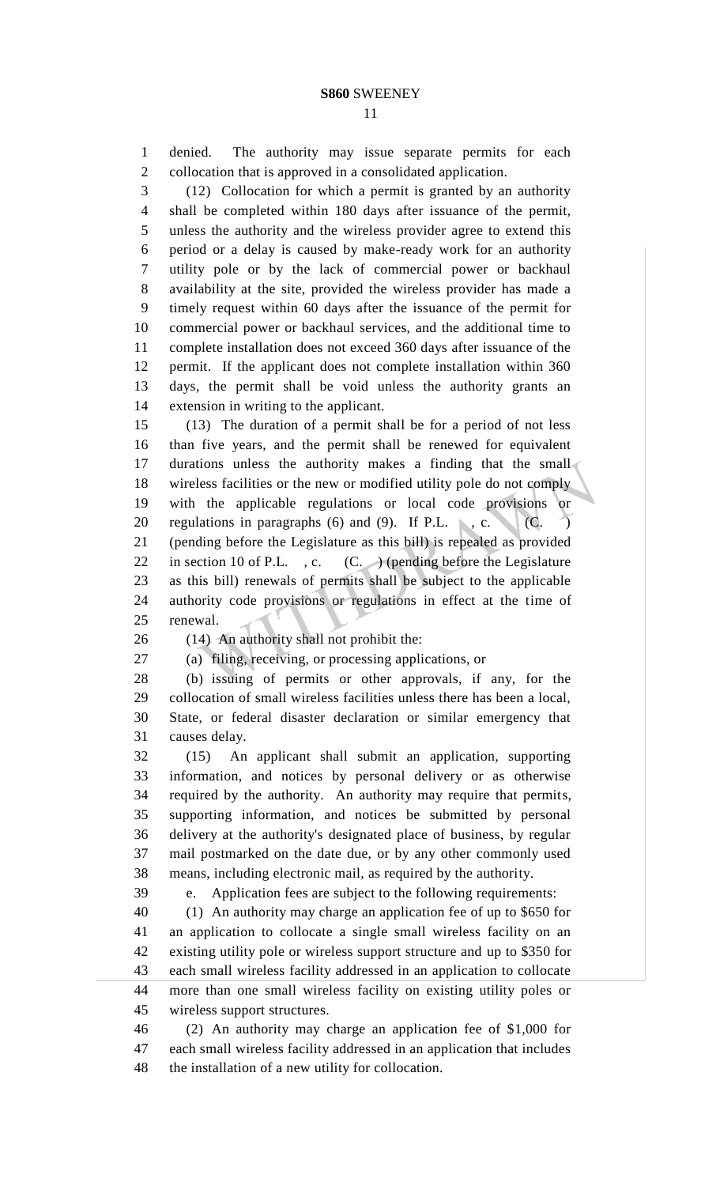denied. The authority may issue separate permits for each collocation that is approved in a consolidated application.

(12) Collocation for which a permit is granted by an authority shall be completed within 180 days after issuance of the permit, unless the authority and the wireless provider agree to extend this period or a delay is caused by make-ready work for an authority utility pole or by the lack of commercial power or backhaul availability at the site, provided the wireless provider has made a timely request within 60 days after the issuance of the permit for commercial power or backhaul services, and the additional time to complete installation does not exceed 360 days after issuance of the permit. If the applicant does not complete installation within 360 days, the permit shall be void unless the authority grants an extension in writing to the applicant.

(13) The duration of a permit shall be for a period of not less than five years, and the permit shall be renewed for equivalent durations unless the authority makes a finding that the small wireless facilities or the new or modified utility pole do not comply with the applicable regulations or local code provisions or regulations in paragraphs (6) and (9). If P.L. , c. (C. ) (pending before the Legislature as this bill) is repealed as provided in section 10 of P.L. , c. (C. ) (pending before the Legislature as this bill) renewals of permits shall be subject to the applicable authority code provisions or regulations in effect at the time of renewal.

(14) An authority shall not prohibit the:

(a) filing, receiving, or processing applications, or

(b) issuing of permits or other approvals, if any, for the collocation of small wireless facilities unless there has been a local, State, or federal disaster declaration or similar emergency that causes delay.

(15) An applicant shall submit an application, supporting information, and notices by personal delivery or as otherwise required by the authority. An authority may require that permits, supporting information, and notices be submitted by personal delivery at the authority's designated place of business, by regular mail postmarked on the date due, or by any other commonly used means, including electronic mail, as required by the authority.

e. Application fees are subject to the following requirements:

(1) An authority may charge an application fee of up to $650 for an application to collocate a single small wireless facility on an existing utility pole or wireless support structure and up to $350 for each small wireless facility addressed in an application to collocate more than one small wireless facility on existing utility poles or wireless support structures.

(2) An authority may charge an application fee of $1,000 for each small wireless facility addressed in an application that includes the installation of a new utility for collocation.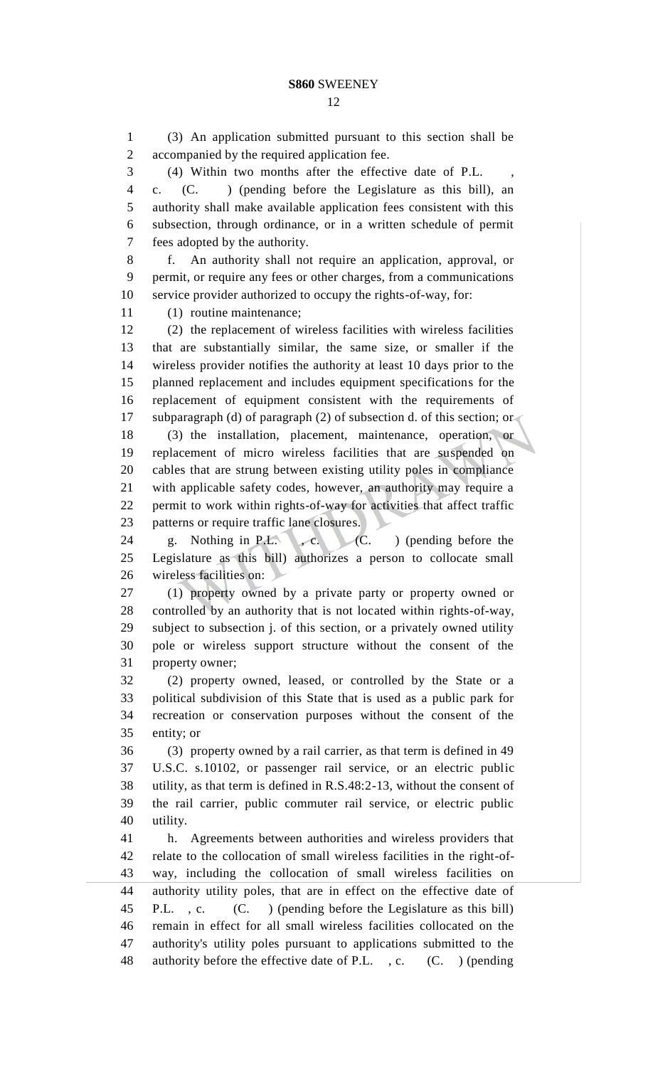(3) An application submitted pursuant to this section shall be accompanied by the required application fee.

(4) Within two months after the effective date of P.L. , c. (C. ) (pending before the Legislature as this bill), an authority shall make available application fees consistent with this subsection, through ordinance, or in a written schedule of permit fees adopted by the authority.

f. An authority shall not require an application, approval, or permit, or require any fees or other charges, from a communications service provider authorized to occupy the rights-of-way, for:

(1) routine maintenance;

(2) the replacement of wireless facilities with wireless facilities that are substantially similar, the same size, or smaller if the wireless provider notifies the authority at least 10 days prior to the planned replacement and includes equipment specifications for the replacement of equipment consistent with the requirements of subparagraph (d) of paragraph (2) of subsection d. of this section; or

(3) the installation, placement, maintenance, operation, or replacement of micro wireless facilities that are suspended on cables that are strung between existing utility poles in compliance with applicable safety codes, however, an authority may require a permit to work within rights-of-way for activities that affect traffic patterns or require traffic lane closures.

g. Nothing in P.L. , c. (C. ) (pending before the Legislature as this bill) authorizes a person to collocate small wireless facilities on:

(1) property owned by a private party or property owned or controlled by an authority that is not located within rights-of-way, subject to subsection j. of this section, or a privately owned utility pole or wireless support structure without the consent of the property owner;

(2) property owned, leased, or controlled by the State or a political subdivision of this State that is used as a public park for recreation or conservation purposes without the consent of the entity; or

(3) property owned by a rail carrier, as that term is defined in 49 U.S.C. s.10102, or passenger rail service, or an electric public utility, as that term is defined in R.S.48:2-13, without the consent of the rail carrier, public commuter rail service, or electric public utility.

h. Agreements between authorities and wireless providers that relate to the collocation of small wireless facilities in the right-of-way, including the collocation of small wireless facilities on authority utility poles, that are in effect on the effective date of P.L. , c. (C. ) (pending before the Legislature as this bill) remain in effect for all small wireless facilities collocated on the authority's utility poles pursuant to applications submitted to the authority before the effective date of P.L. , c. (C. ) (pending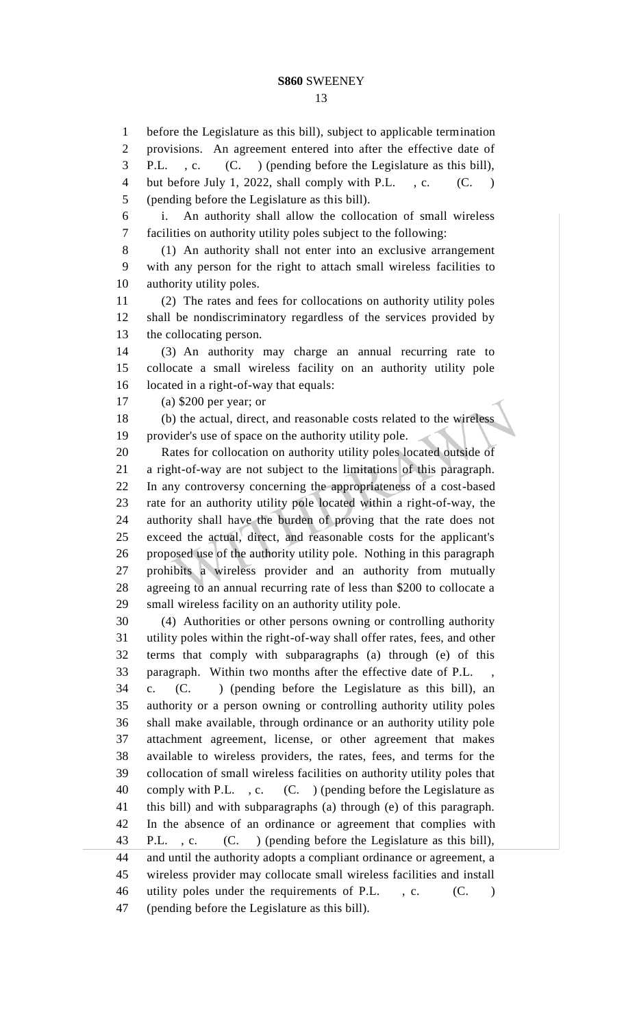before the Legislature as this bill), subject to applicable termination provisions. An agreement entered into after the effective date of P.L. , c. (C. ) (pending before the Legislature as this bill), but before July 1, 2022, shall comply with P.L. , c. (C. ) (pending before the Legislature as this bill).

i. An authority shall allow the collocation of small wireless facilities on authority utility poles subject to the following:

(1) An authority shall not enter into an exclusive arrangement with any person for the right to attach small wireless facilities to authority utility poles.

(2) The rates and fees for collocations on authority utility poles shall be nondiscriminatory regardless of the services provided by the collocating person.

(3) An authority may charge an annual recurring rate to collocate a small wireless facility on an authority utility pole located in a right-of-way that equals:

(a) $200 per year; or

(b) the actual, direct, and reasonable costs related to the wireless provider's use of space on the authority utility pole.

Rates for collocation on authority utility poles located outside of a right-of-way are not subject to the limitations of this paragraph. In any controversy concerning the appropriateness of a cost-based rate for an authority utility pole located within a right-of-way, the authority shall have the burden of proving that the rate does not exceed the actual, direct, and reasonable costs for the applicant's proposed use of the authority utility pole. Nothing in this paragraph prohibits a wireless provider and an authority from mutually agreeing to an annual recurring rate of less than $200 to collocate a small wireless facility on an authority utility pole.

(4) Authorities or other persons owning or controlling authority utility poles within the right-of-way shall offer rates, fees, and other terms that comply with subparagraphs (a) through (e) of this paragraph. Within two months after the effective date of P.L. , c. (C. ) (pending before the Legislature as this bill), an authority or a person owning or controlling authority utility poles shall make available, through ordinance or an authority utility pole attachment agreement, license, or other agreement that makes available to wireless providers, the rates, fees, and terms for the collocation of small wireless facilities on authority utility poles that comply with P.L. , c. (C. ) (pending before the Legislature as this bill) and with subparagraphs (a) through (e) of this paragraph. In the absence of an ordinance or agreement that complies with P.L. , c. (C. ) (pending before the Legislature as this bill), and until the authority adopts a compliant ordinance or agreement, a wireless provider may collocate small wireless facilities and install utility poles under the requirements of P.L. , c. (C. ) (pending before the Legislature as this bill).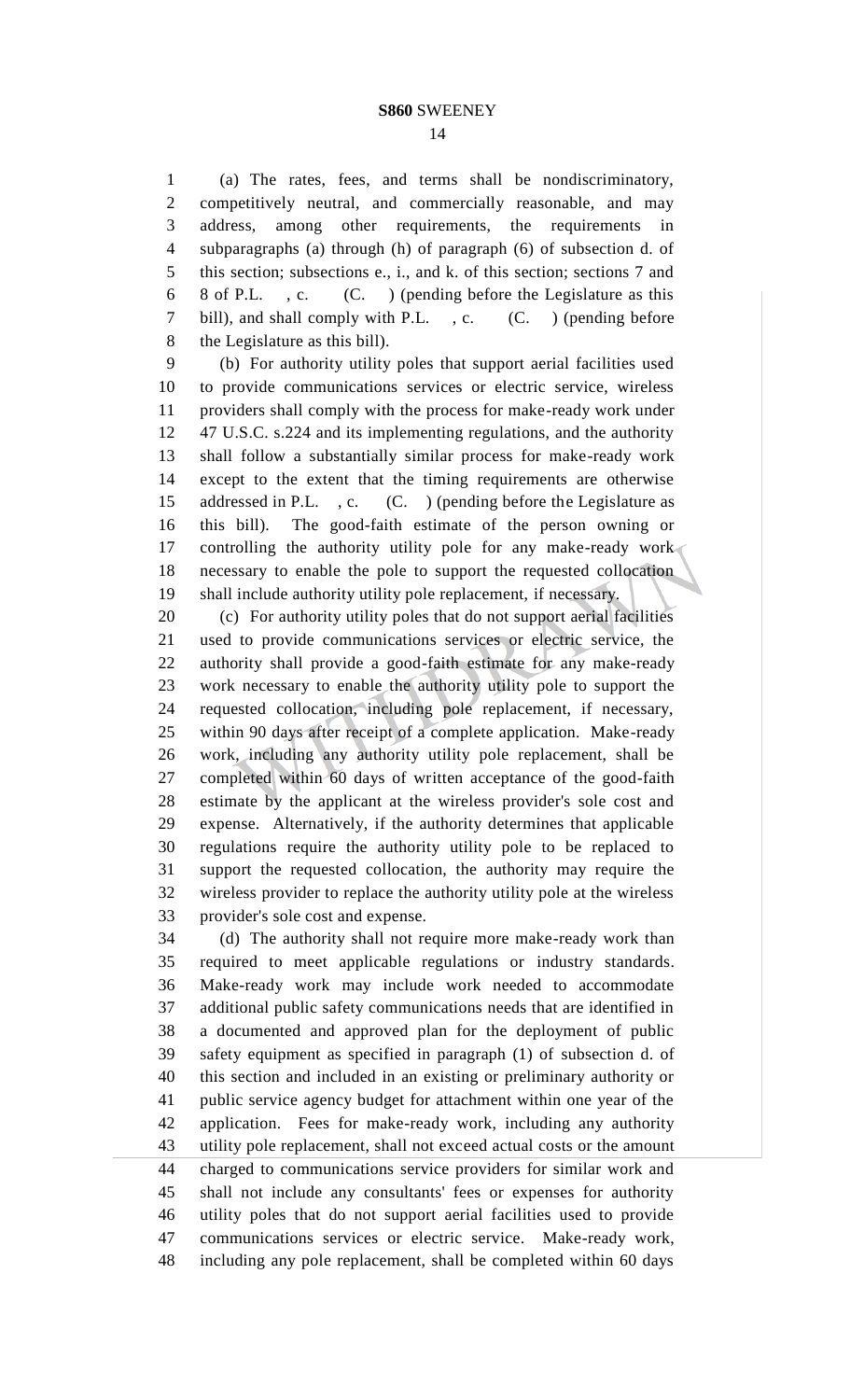(a) The rates, fees, and terms shall be nondiscriminatory, competitively neutral, and commercially reasonable, and may address, among other requirements, the requirements in subparagraphs (a) through (h) of paragraph (6) of subsection d. of this section; subsections e., i., and k. of this section; sections 7 and 8 of P.L. , c. (C. ) (pending before the Legislature as this bill), and shall comply with P.L. , c. (C. ) (pending before the Legislature as this bill).

(b) For authority utility poles that support aerial facilities used to provide communications services or electric service, wireless providers shall comply with the process for make-ready work under 47 U.S.C. s.224 and its implementing regulations, and the authority shall follow a substantially similar process for make-ready work except to the extent that the timing requirements are otherwise addressed in P.L. , c. (C. ) (pending before the Legislature as this bill). The good-faith estimate of the person owning or controlling the authority utility pole for any make-ready work necessary to enable the pole to support the requested collocation shall include authority utility pole replacement, if necessary.

(c) For authority utility poles that do not support aerial facilities used to provide communications services or electric service, the authority shall provide a good-faith estimate for any make-ready work necessary to enable the authority utility pole to support the requested collocation, including pole replacement, if necessary, within 90 days after receipt of a complete application. Make-ready work, including any authority utility pole replacement, shall be completed within 60 days of written acceptance of the good-faith estimate by the applicant at the wireless provider's sole cost and expense. Alternatively, if the authority determines that applicable regulations require the authority utility pole to be replaced to support the requested collocation, the authority may require the wireless provider to replace the authority utility pole at the wireless provider's sole cost and expense.

(d) The authority shall not require more make-ready work than required to meet applicable regulations or industry standards. Make-ready work may include work needed to accommodate additional public safety communications needs that are identified in a documented and approved plan for the deployment of public safety equipment as specified in paragraph (1) of subsection d. of this section and included in an existing or preliminary authority or public service agency budget for attachment within one year of the application. Fees for make-ready work, including any authority utility pole replacement, shall not exceed actual costs or the amount charged to communications service providers for similar work and shall not include any consultants' fees or expenses for authority utility poles that do not support aerial facilities used to provide communications services or electric service. Make-ready work, including any pole replacement, shall be completed within 60 days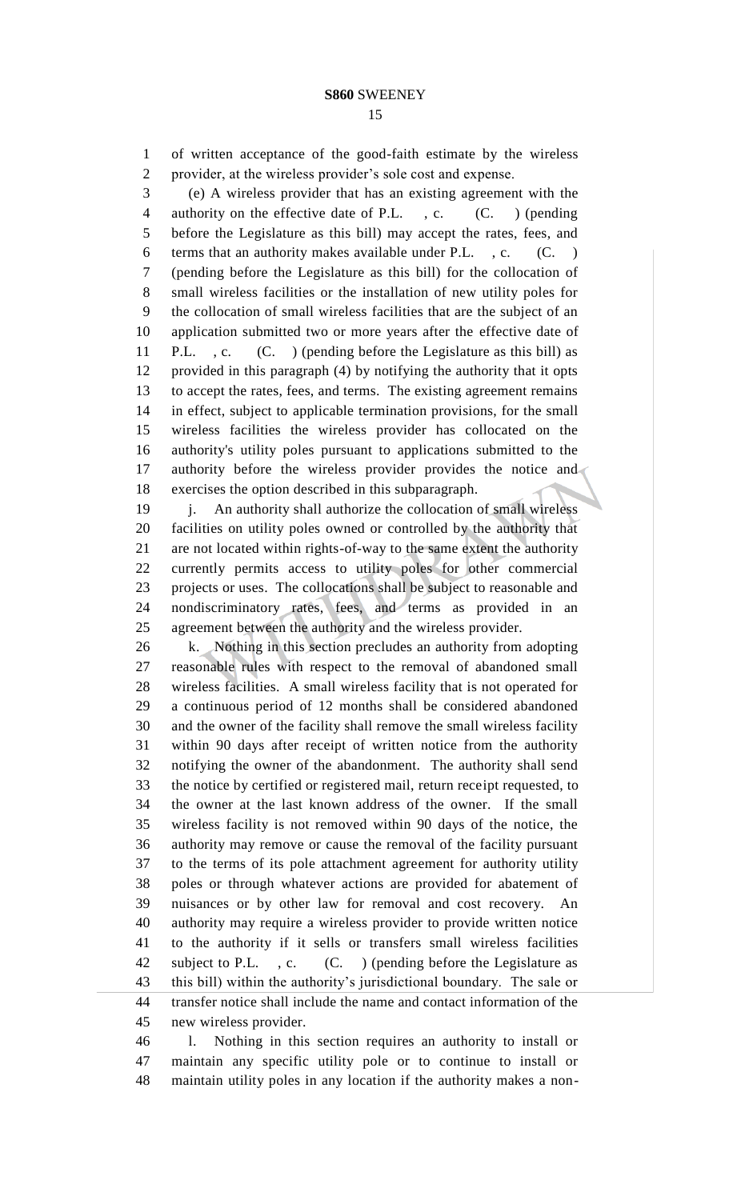of written acceptance of the good-faith estimate by the wireless provider, at the wireless provider's sole cost and expense.

(e) A wireless provider that has an existing agreement with the authority on the effective date of P.L. , c. (C. ) (pending before the Legislature as this bill) may accept the rates, fees, and terms that an authority makes available under P.L. , c. (C. ) (pending before the Legislature as this bill) for the collocation of small wireless facilities or the installation of new utility poles for the collocation of small wireless facilities that are the subject of an application submitted two or more years after the effective date of P.L. , c. (C. ) (pending before the Legislature as this bill) as provided in this paragraph (4) by notifying the authority that it opts to accept the rates, fees, and terms. The existing agreement remains in effect, subject to applicable termination provisions, for the small wireless facilities the wireless provider has collocated on the authority's utility poles pursuant to applications submitted to the authority before the wireless provider provides the notice and exercises the option described in this subparagraph.

j. An authority shall authorize the collocation of small wireless facilities on utility poles owned or controlled by the authority that are not located within rights-of-way to the same extent the authority currently permits access to utility poles for other commercial projects or uses. The collocations shall be subject to reasonable and nondiscriminatory rates, fees, and terms as provided in an agreement between the authority and the wireless provider.

k. Nothing in this section precludes an authority from adopting reasonable rules with respect to the removal of abandoned small wireless facilities. A small wireless facility that is not operated for a continuous period of 12 months shall be considered abandoned and the owner of the facility shall remove the small wireless facility within 90 days after receipt of written notice from the authority notifying the owner of the abandonment. The authority shall send the notice by certified or registered mail, return receipt requested, to the owner at the last known address of the owner. If the small wireless facility is not removed within 90 days of the notice, the authority may remove or cause the removal of the facility pursuant to the terms of its pole attachment agreement for authority utility poles or through whatever actions are provided for abatement of nuisances or by other law for removal and cost recovery. An authority may require a wireless provider to provide written notice to the authority if it sells or transfers small wireless facilities subject to P.L. , c. (C. ) (pending before the Legislature as this bill) within the authority's jurisdictional boundary. The sale or transfer notice shall include the name and contact information of the new wireless provider.

l. Nothing in this section requires an authority to install or maintain any specific utility pole or to continue to install or maintain utility poles in any location if the authority makes a non-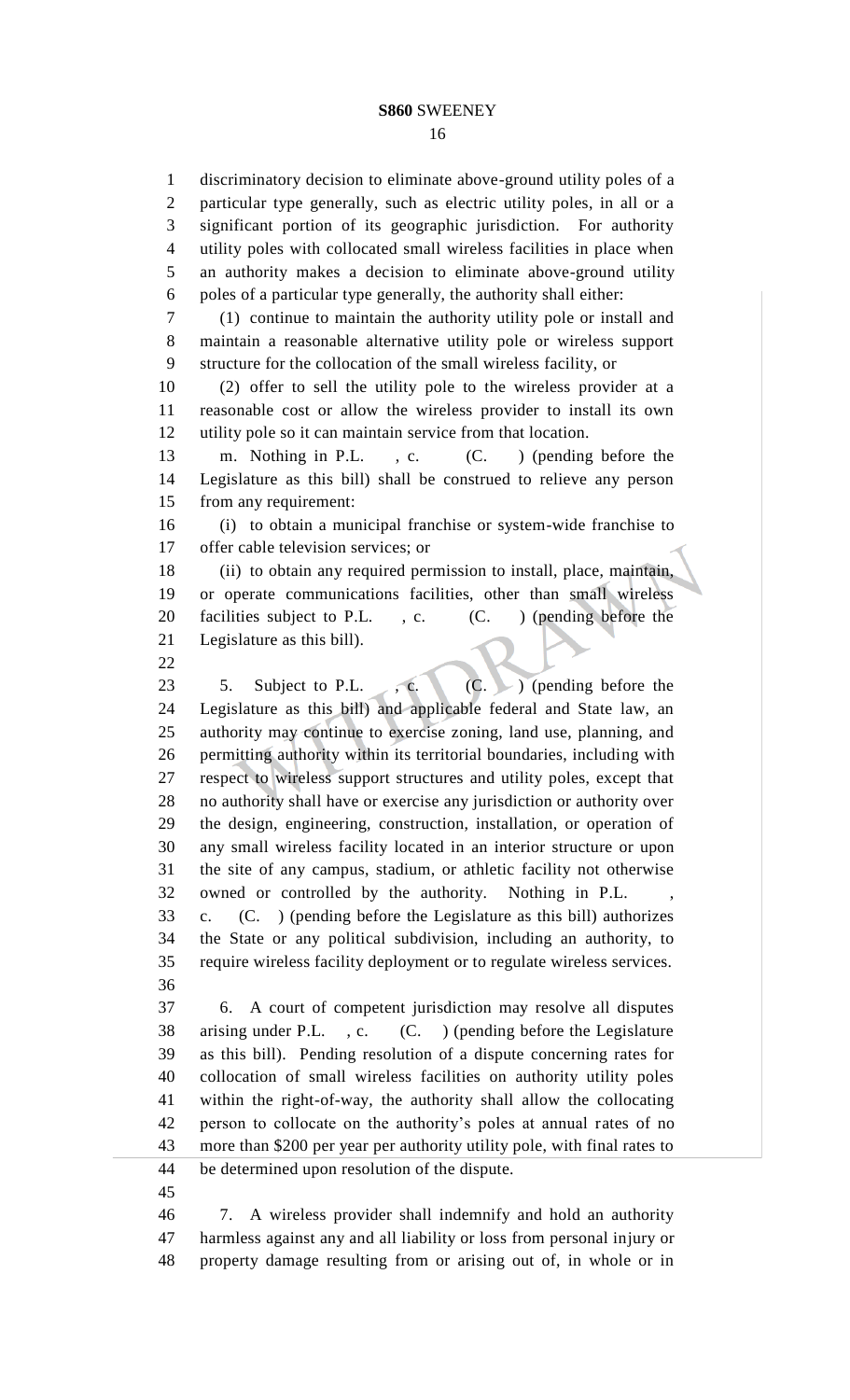discriminatory decision to eliminate above-ground utility poles of a particular type generally, such as electric utility poles, in all or a significant portion of its geographic jurisdiction. For authority utility poles with collocated small wireless facilities in place when an authority makes a decision to eliminate above-ground utility poles of a particular type generally, the authority shall either:

(1) continue to maintain the authority utility pole or install and maintain a reasonable alternative utility pole or wireless support structure for the collocation of the small wireless facility, or

(2) offer to sell the utility pole to the wireless provider at a reasonable cost or allow the wireless provider to install its own utility pole so it can maintain service from that location.

m. Nothing in P.L. , c. (C. ) (pending before the Legislature as this bill) shall be construed to relieve any person from any requirement:

(i) to obtain a municipal franchise or system-wide franchise to offer cable television services; or

(ii) to obtain any required permission to install, place, maintain, or operate communications facilities, other than small wireless facilities subject to P.L. , c. (C. ) (pending before the Legislature as this bill).

5. Subject to P.L. , c. (C. ) (pending before the Legislature as this bill) and applicable federal and State law, an authority may continue to exercise zoning, land use, planning, and permitting authority within its territorial boundaries, including with respect to wireless support structures and utility poles, except that no authority shall have or exercise any jurisdiction or authority over the design, engineering, construction, installation, or operation of any small wireless facility located in an interior structure or upon the site of any campus, stadium, or athletic facility not otherwise owned or controlled by the authority. Nothing in P.L. , c. (C. ) (pending before the Legislature as this bill) authorizes the State or any political subdivision, including an authority, to require wireless facility deployment or to regulate wireless services.

6. A court of competent jurisdiction may resolve all disputes arising under P.L. , c. (C. ) (pending before the Legislature as this bill). Pending resolution of a dispute concerning rates for collocation of small wireless facilities on authority utility poles within the right-of-way, the authority shall allow the collocating person to collocate on the authority's poles at annual rates of no more than $200 per year per authority utility pole, with final rates to be determined upon resolution of the dispute.

7. A wireless provider shall indemnify and hold an authority harmless against any and all liability or loss from personal injury or property damage resulting from or arising out of, in whole or in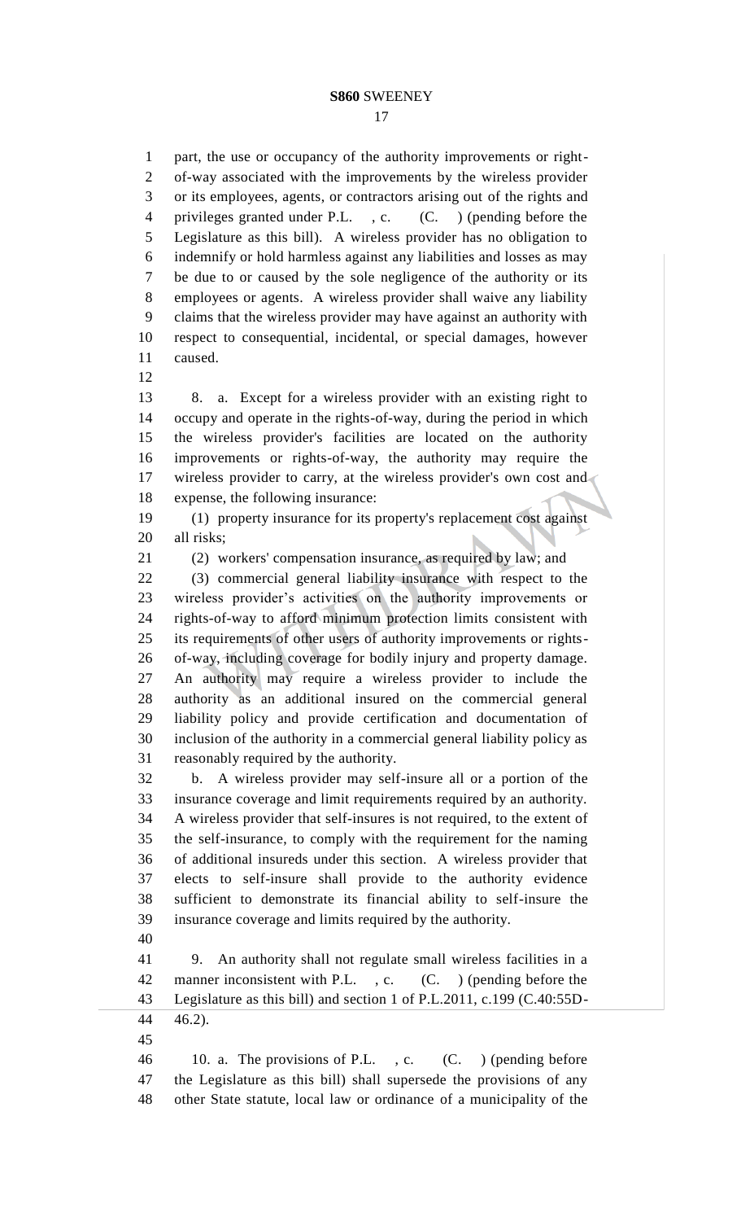part, the use or occupancy of the authority improvements or right-of-way associated with the improvements by the wireless provider or its employees, agents, or contractors arising out of the rights and privileges granted under P.L.    , c.      (C.    ) (pending before the Legislature as this bill). A wireless provider has no obligation to indemnify or hold harmless against any liabilities and losses as may be due to or caused by the sole negligence of the authority or its employees or agents. A wireless provider shall waive any liability claims that the wireless provider may have against an authority with respect to consequential, incidental, or special damages, however caused.

8. a. Except for a wireless provider with an existing right to occupy and operate in the rights-of-way, during the period in which the wireless provider's facilities are located on the authority improvements or rights-of-way, the authority may require the wireless provider to carry, at the wireless provider's own cost and expense, the following insurance:

(1) property insurance for its property's replacement cost against all risks;

(2) workers' compensation insurance, as required by law; and

(3) commercial general liability insurance with respect to the wireless provider's activities on the authority improvements or rights-of-way to afford minimum protection limits consistent with its requirements of other users of authority improvements or rights-of-way, including coverage for bodily injury and property damage. An authority may require a wireless provider to include the authority as an additional insured on the commercial general liability policy and provide certification and documentation of inclusion of the authority in a commercial general liability policy as reasonably required by the authority.

b. A wireless provider may self-insure all or a portion of the insurance coverage and limit requirements required by an authority. A wireless provider that self-insures is not required, to the extent of the self-insurance, to comply with the requirement for the naming of additional insureds under this section. A wireless provider that elects to self-insure shall provide to the authority evidence sufficient to demonstrate its financial ability to self-insure the insurance coverage and limits required by the authority.

9. An authority shall not regulate small wireless facilities in a manner inconsistent with P.L.    , c.      (C.    ) (pending before the Legislature as this bill) and section 1 of P.L.2011, c.199 (C.40:55D-46.2).

10. a. The provisions of P.L.    , c.      (C.    ) (pending before the Legislature as this bill) shall supersede the provisions of any other State statute, local law or ordinance of a municipality of the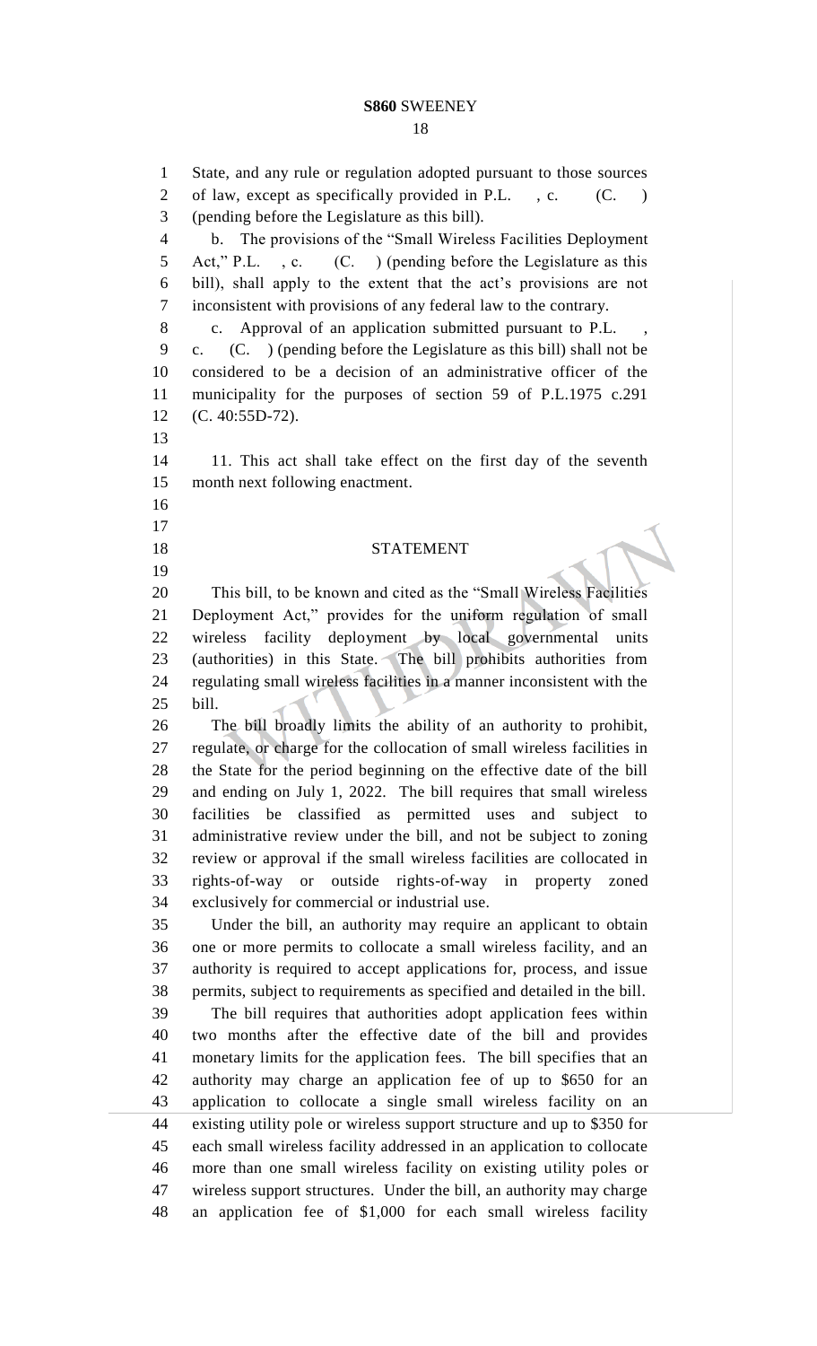State, and any rule or regulation adopted pursuant to those sources of law, except as specifically provided in P.L. , c. (C. ) (pending before the Legislature as this bill).

b. The provisions of the "Small Wireless Facilities Deployment Act," P.L. , c. (C. ) (pending before the Legislature as this bill), shall apply to the extent that the act's provisions are not inconsistent with provisions of any federal law to the contrary.

c. Approval of an application submitted pursuant to P.L. , c. (C. ) (pending before the Legislature as this bill) shall not be considered to be a decision of an administrative officer of the municipality for the purposes of section 59 of P.L.1975 c.291 (C. 40:55D-72).

11. This act shall take effect on the first day of the seventh month next following enactment.

## STATEMENT

This bill, to be known and cited as the "Small Wireless Facilities Deployment Act," provides for the uniform regulation of small wireless facility deployment by local governmental units (authorities) in this State. The bill prohibits authorities from regulating small wireless facilities in a manner inconsistent with the bill.

The bill broadly limits the ability of an authority to prohibit, regulate, or charge for the collocation of small wireless facilities in the State for the period beginning on the effective date of the bill and ending on July 1, 2022. The bill requires that small wireless facilities be classified as permitted uses and subject to administrative review under the bill, and not be subject to zoning review or approval if the small wireless facilities are collocated in rights-of-way or outside rights-of-way in property zoned exclusively for commercial or industrial use.

Under the bill, an authority may require an applicant to obtain one or more permits to collocate a small wireless facility, and an authority is required to accept applications for, process, and issue permits, subject to requirements as specified and detailed in the bill.

The bill requires that authorities adopt application fees within two months after the effective date of the bill and provides monetary limits for the application fees. The bill specifies that an authority may charge an application fee of up to $650 for an application to collocate a single small wireless facility on an existing utility pole or wireless support structure and up to $350 for each small wireless facility addressed in an application to collocate more than one small wireless facility on existing utility poles or wireless support structures. Under the bill, an authority may charge an application fee of $1,000 for each small wireless facility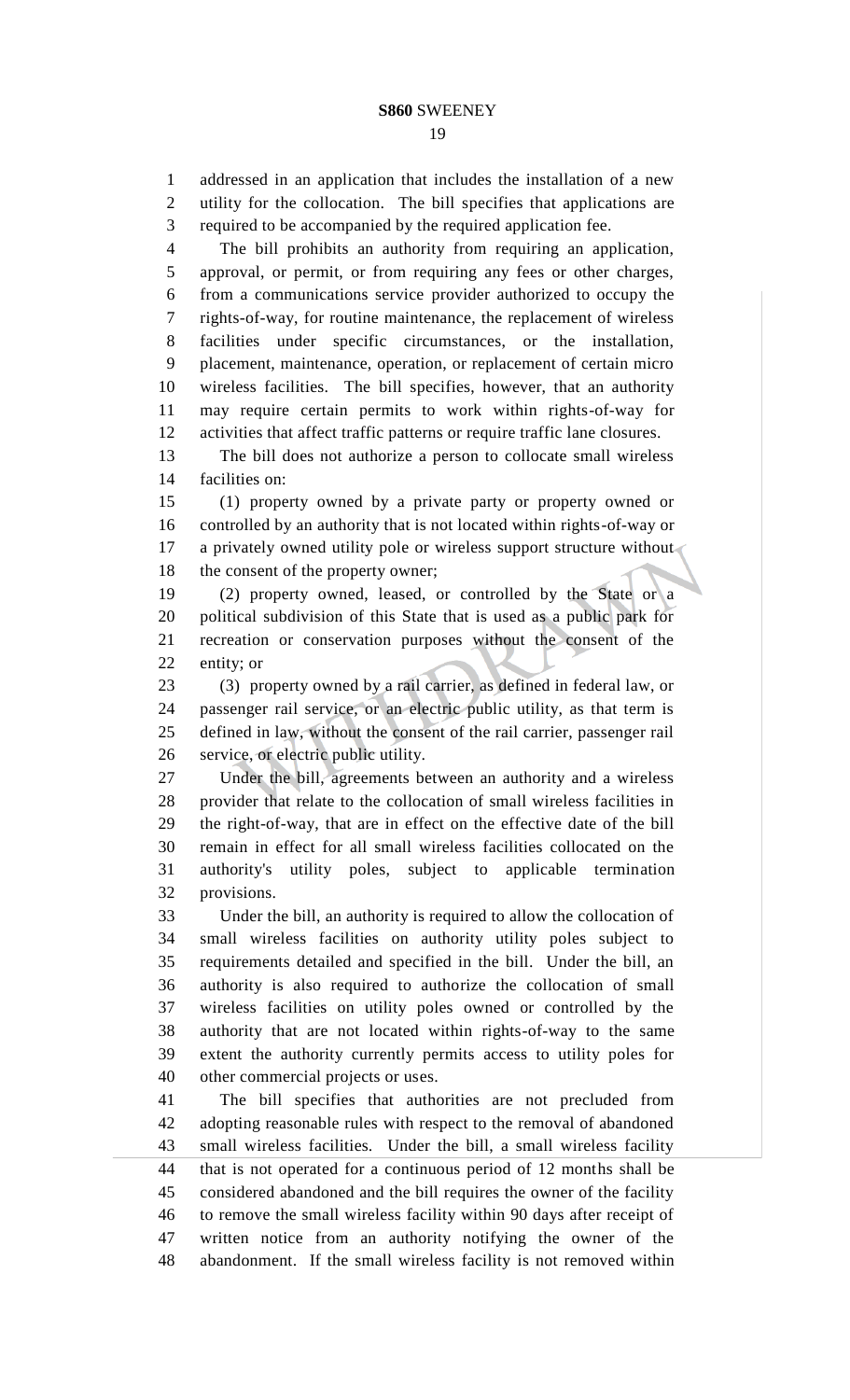addressed in an application that includes the installation of a new utility for the collocation. The bill specifies that applications are required to be accompanied by the required application fee.

The bill prohibits an authority from requiring an application, approval, or permit, or from requiring any fees or other charges, from a communications service provider authorized to occupy the rights-of-way, for routine maintenance, the replacement of wireless facilities under specific circumstances, or the installation, placement, maintenance, operation, or replacement of certain micro wireless facilities. The bill specifies, however, that an authority may require certain permits to work within rights-of-way for activities that affect traffic patterns or require traffic lane closures.

The bill does not authorize a person to collocate small wireless facilities on:

(1) property owned by a private party or property owned or controlled by an authority that is not located within rights-of-way or a privately owned utility pole or wireless support structure without the consent of the property owner;

(2) property owned, leased, or controlled by the State or a political subdivision of this State that is used as a public park for recreation or conservation purposes without the consent of the entity; or

(3) property owned by a rail carrier, as defined in federal law, or passenger rail service, or an electric public utility, as that term is defined in law, without the consent of the rail carrier, passenger rail service, or electric public utility.

Under the bill, agreements between an authority and a wireless provider that relate to the collocation of small wireless facilities in the right-of-way, that are in effect on the effective date of the bill remain in effect for all small wireless facilities collocated on the authority's utility poles, subject to applicable termination provisions.

Under the bill, an authority is required to allow the collocation of small wireless facilities on authority utility poles subject to requirements detailed and specified in the bill. Under the bill, an authority is also required to authorize the collocation of small wireless facilities on utility poles owned or controlled by the authority that are not located within rights-of-way to the same extent the authority currently permits access to utility poles for other commercial projects or uses.

The bill specifies that authorities are not precluded from adopting reasonable rules with respect to the removal of abandoned small wireless facilities. Under the bill, a small wireless facility that is not operated for a continuous period of 12 months shall be considered abandoned and the bill requires the owner of the facility to remove the small wireless facility within 90 days after receipt of written notice from an authority notifying the owner of the abandonment. If the small wireless facility is not removed within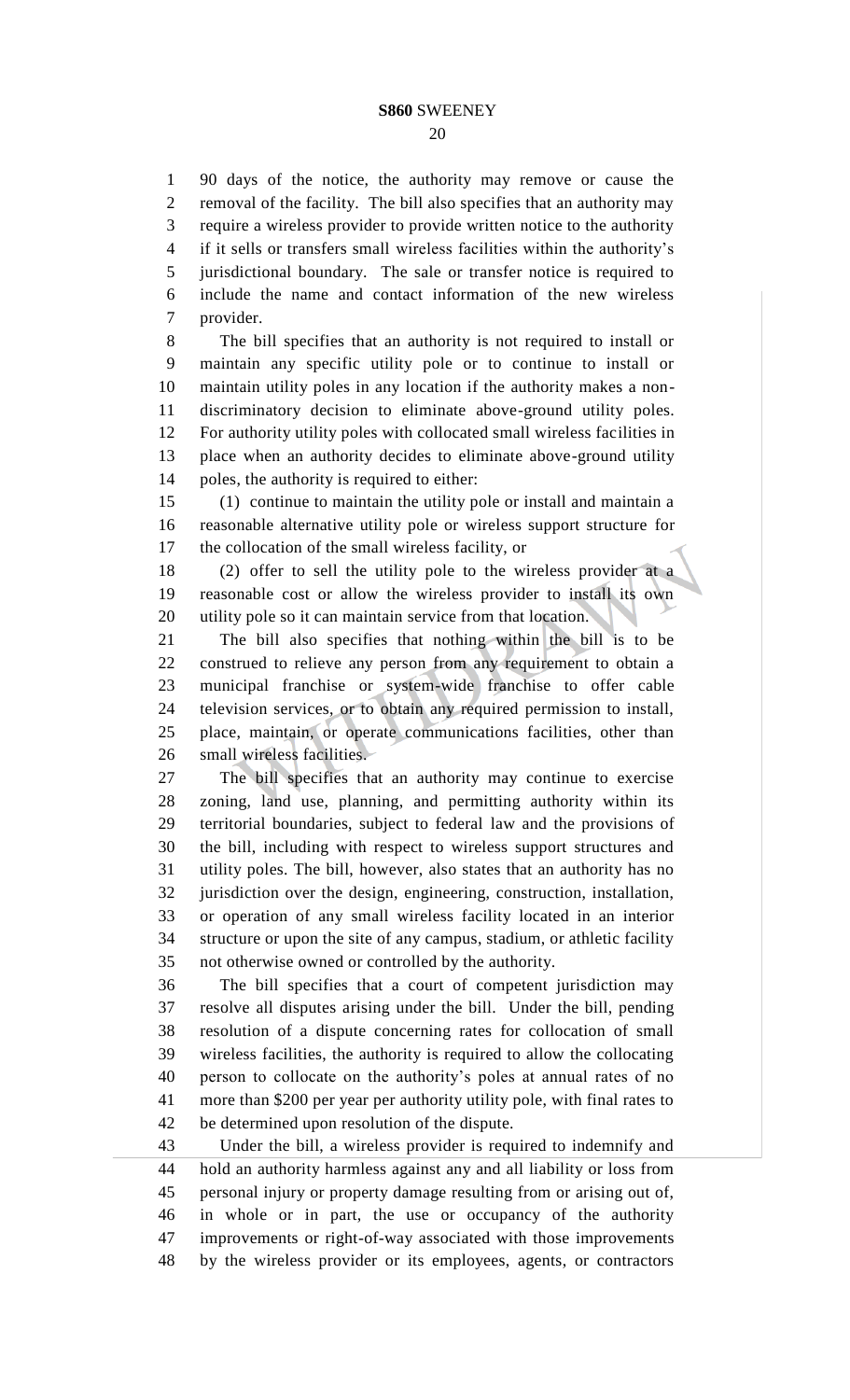90 days of the notice, the authority may remove or cause the removal of the facility. The bill also specifies that an authority may require a wireless provider to provide written notice to the authority if it sells or transfers small wireless facilities within the authority's jurisdictional boundary. The sale or transfer notice is required to include the name and contact information of the new wireless provider.

The bill specifies that an authority is not required to install or maintain any specific utility pole or to continue to install or maintain utility poles in any location if the authority makes a non-discriminatory decision to eliminate above-ground utility poles. For authority utility poles with collocated small wireless facilities in place when an authority decides to eliminate above-ground utility poles, the authority is required to either:

(1) continue to maintain the utility pole or install and maintain a reasonable alternative utility pole or wireless support structure for the collocation of the small wireless facility, or

(2) offer to sell the utility pole to the wireless provider at a reasonable cost or allow the wireless provider to install its own utility pole so it can maintain service from that location.

The bill also specifies that nothing within the bill is to be construed to relieve any person from any requirement to obtain a municipal franchise or system-wide franchise to offer cable television services, or to obtain any required permission to install, place, maintain, or operate communications facilities, other than small wireless facilities.

The bill specifies that an authority may continue to exercise zoning, land use, planning, and permitting authority within its territorial boundaries, subject to federal law and the provisions of the bill, including with respect to wireless support structures and utility poles. The bill, however, also states that an authority has no jurisdiction over the design, engineering, construction, installation, or operation of any small wireless facility located in an interior structure or upon the site of any campus, stadium, or athletic facility not otherwise owned or controlled by the authority.

The bill specifies that a court of competent jurisdiction may resolve all disputes arising under the bill. Under the bill, pending resolution of a dispute concerning rates for collocation of small wireless facilities, the authority is required to allow the collocating person to collocate on the authority's poles at annual rates of no more than $200 per year per authority utility pole, with final rates to be determined upon resolution of the dispute.

Under the bill, a wireless provider is required to indemnify and hold an authority harmless against any and all liability or loss from personal injury or property damage resulting from or arising out of, in whole or in part, the use or occupancy of the authority improvements or right-of-way associated with those improvements by the wireless provider or its employees, agents, or contractors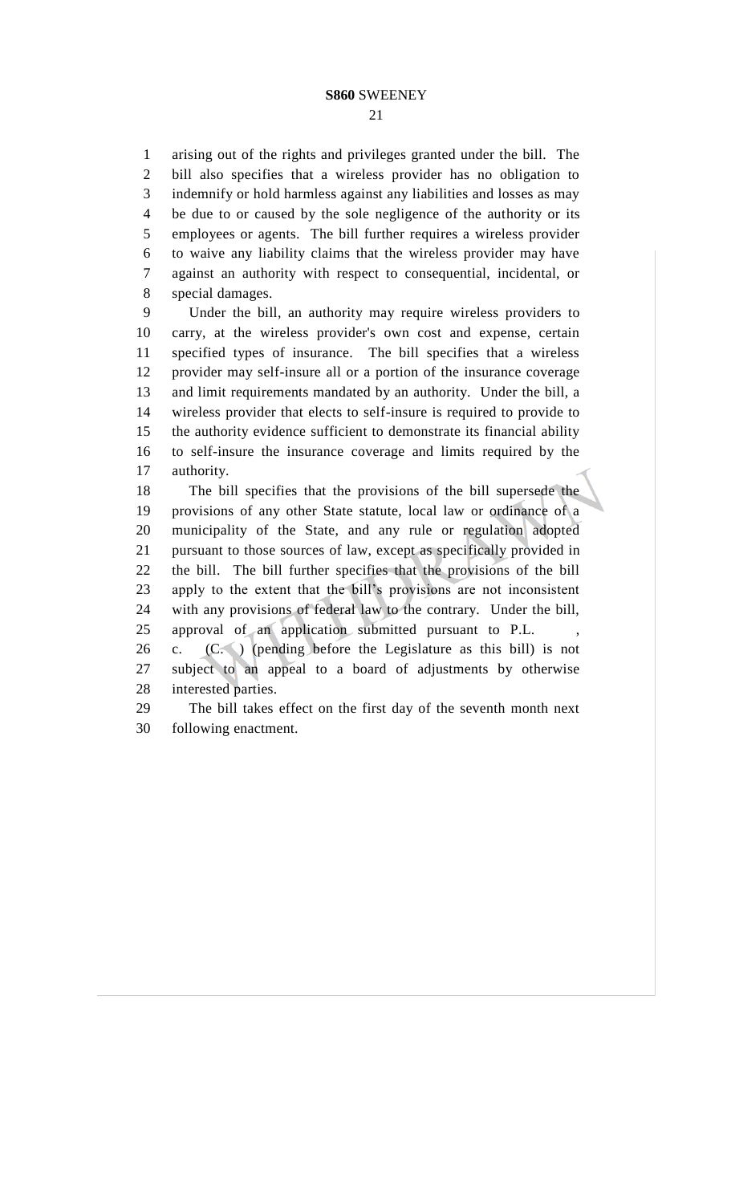arising out of the rights and privileges granted under the bill. The bill also specifies that a wireless provider has no obligation to indemnify or hold harmless against any liabilities and losses as may be due to or caused by the sole negligence of the authority or its employees or agents. The bill further requires a wireless provider to waive any liability claims that the wireless provider may have against an authority with respect to consequential, incidental, or special damages.

Under the bill, an authority may require wireless providers to carry, at the wireless provider's own cost and expense, certain specified types of insurance. The bill specifies that a wireless provider may self-insure all or a portion of the insurance coverage and limit requirements mandated by an authority. Under the bill, a wireless provider that elects to self-insure is required to provide to the authority evidence sufficient to demonstrate its financial ability to self-insure the insurance coverage and limits required by the authority.

The bill specifies that the provisions of the bill supersede the provisions of any other State statute, local law or ordinance of a municipality of the State, and any rule or regulation adopted pursuant to those sources of law, except as specifically provided in the bill. The bill further specifies that the provisions of the bill apply to the extent that the bill's provisions are not inconsistent with any provisions of federal law to the contrary. Under the bill, approval of an application submitted pursuant to P.L. , c. (C. ) (pending before the Legislature as this bill) is not subject to an appeal to a board of adjustments by otherwise interested parties.

The bill takes effect on the first day of the seventh month next following enactment.